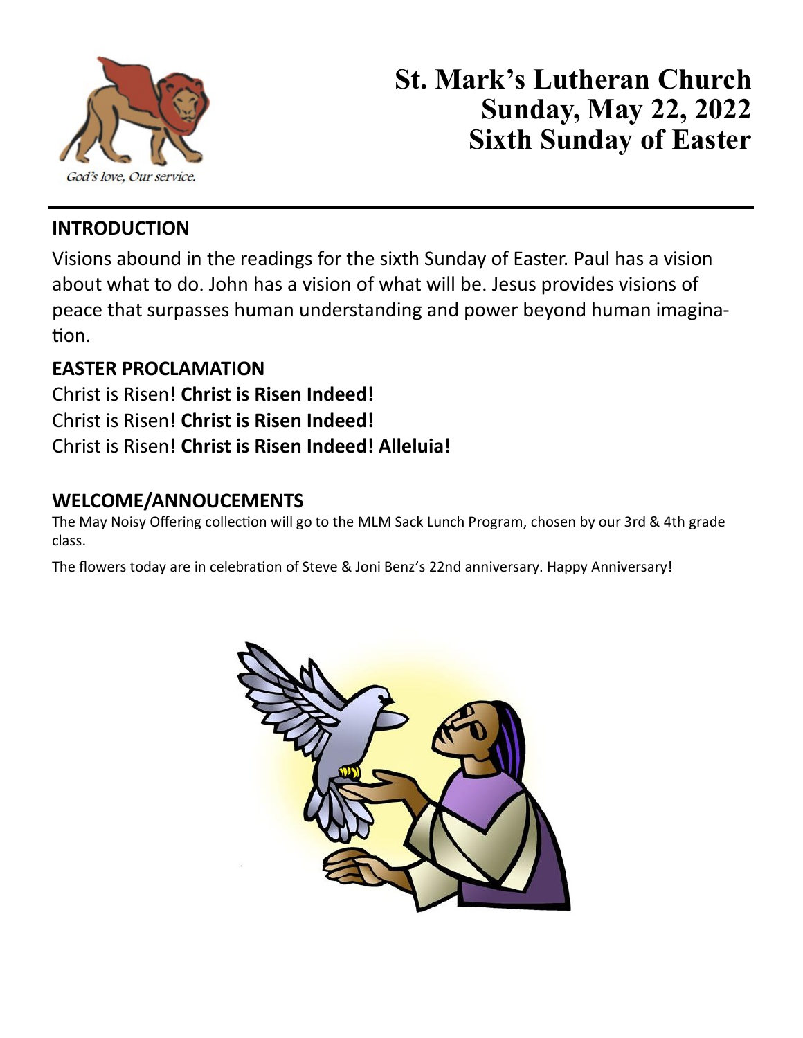# St. Mark's Lutheran Church
# Sunday, May 22, 2022
# Sixth Sunday of Easter

God's love, Our service.

## INTRODUCTION

Visions abound in the readings for the sixth Sunday of Easter. Paul has a vision about what to do. John has a vision of what will be. Jesus provides visions of peace that surpasses human understanding and power beyond human imagination.

## EASTER PROCLAMATION

Christ is Risen! **Christ is Risen Indeed!**
Christ is Risen! **Christ is Risen Indeed!**
Christ is Risen! **Christ is Risen Indeed! Alleluia!**

## WELCOME/ANNOUCEMENTS

The May Noisy Offering collection will go to the MLM Sack Lunch Program, chosen by our 3rd & 4th grade class.

The flowers today are in celebration of Steve & Joni Benz's 22nd anniversary. Happy Anniversary!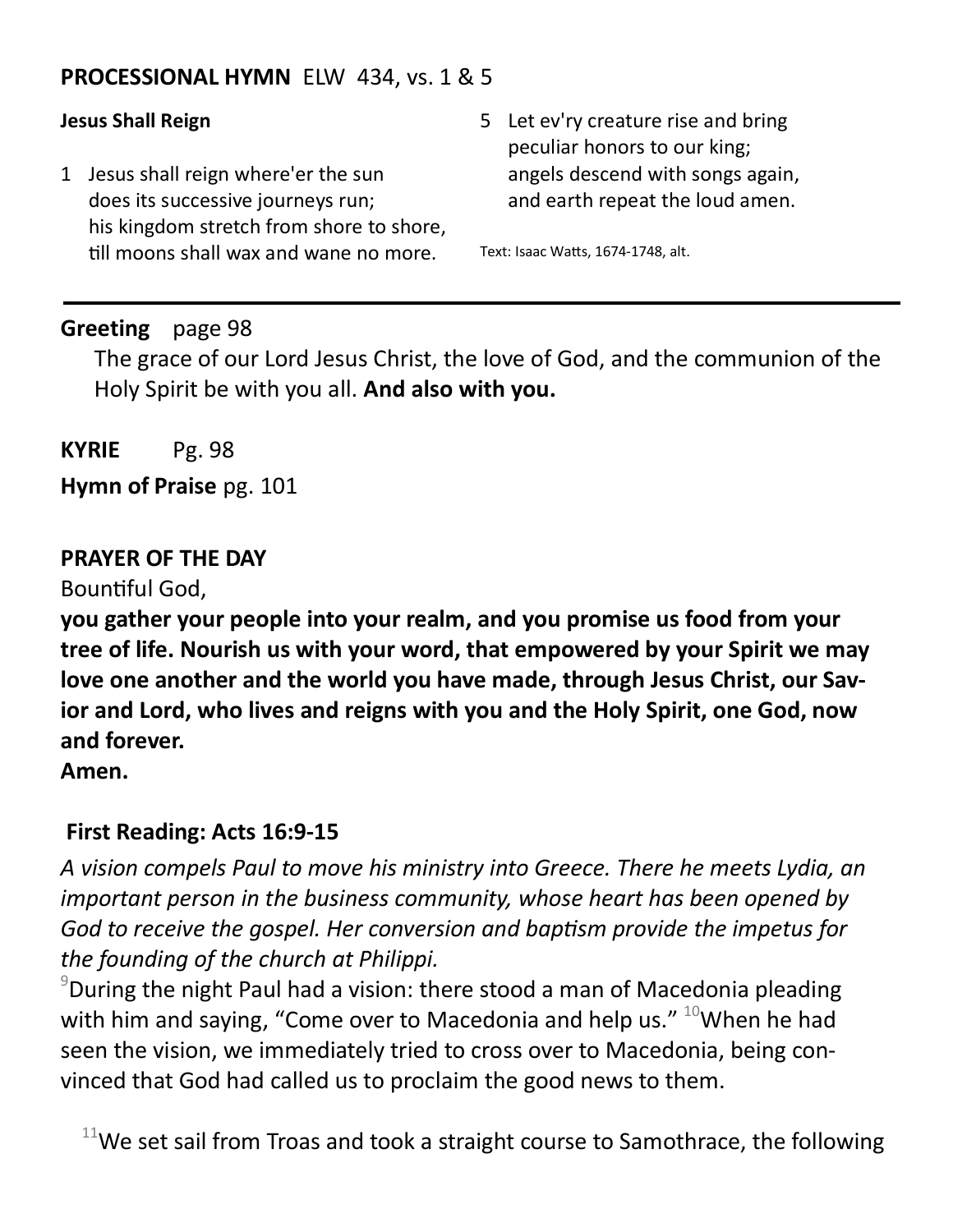**PROCESSIONAL HYMN** ELW 434, vs. 1 & 5

**Jesus Shall Reign**

1 Jesus shall reign where'er the sun
does its successive journeys run;
his kingdom stretch from shore to shore,
till moons shall wax and wane no more.

5 Let ev'ry creature rise and bring
peculiar honors to our king;
angels descend with songs again,
and earth repeat the loud amen.

Text: Isaac Watts, 1674-1748, alt.

---

**Greeting** page 98

The grace of our Lord Jesus Christ, the love of God, and the communion of the Holy Spirit be with you all. **And also with you.**

**KYRIE** Pg. 98

**Hymn of Praise** pg. 101

**PRAYER OF THE DAY**

Bountiful God,

**you gather your people into your realm, and you promise us food from your tree of life. Nourish us with your word, that empowered by your Spirit we may love one another and the world you have made, through Jesus Christ, our Savior and Lord, who lives and reigns with you and the Holy Spirit, one God, now and forever.**

**Amen.**

**First Reading: Acts 16:9-15**

*A vision compels Paul to move his ministry into Greece. There he meets Lydia, an important person in the business community, whose heart has been opened by God to receive the gospel. Her conversion and baptism provide the impetus for the founding of the church at Philippi.*

[9]During the night Paul had a vision: there stood a man of Macedonia pleading with him and saying, "Come over to Macedonia and help us." [10]When he had seen the vision, we immediately tried to cross over to Macedonia, being convinced that God had called us to proclaim the good news to them.

[11]We set sail from Troas and took a straight course to Samothrace, the following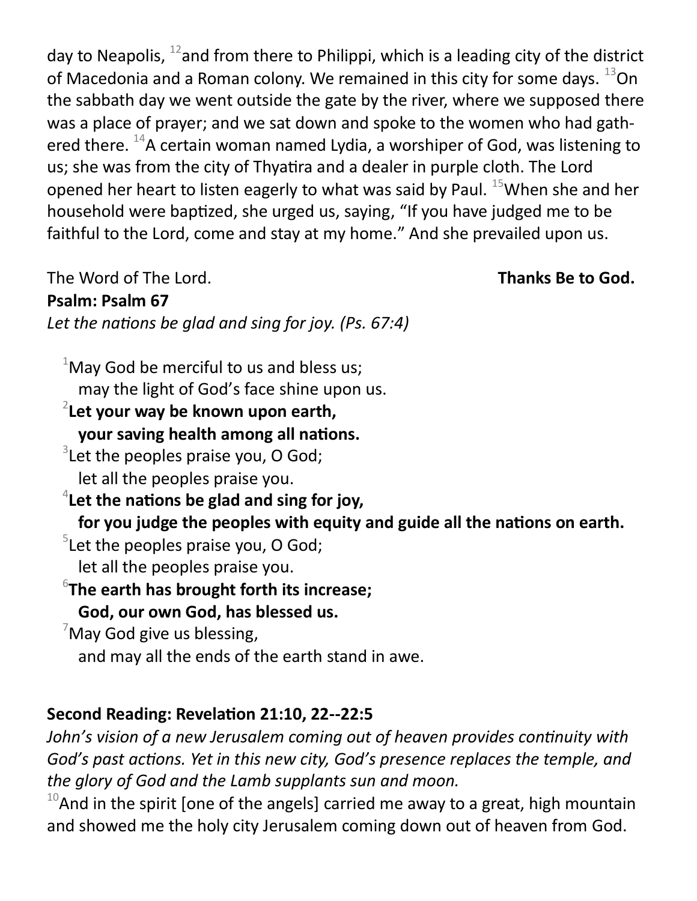day to Neapolis, [12]and from there to Philippi, which is a leading city of the district of Macedonia and a Roman colony. We remained in this city for some days. [13]On the sabbath day we went outside the gate by the river, where we supposed there was a place of prayer; and we sat down and spoke to the women who had gathered there. [14]A certain woman named Lydia, a worshiper of God, was listening to us; she was from the city of Thyatira and a dealer in purple cloth. The Lord opened her heart to listen eagerly to what was said by Paul. [15]When she and her household were baptized, she urged us, saying, "If you have judged me to be faithful to the Lord, come and stay at my home." And she prevailed upon us.

The Word of The Lord. **Thanks Be to God.**

**Psalm: Psalm 67**

*Let the nations be glad and sing for joy. (Ps. 67:4)*

[1]May God be merciful to us and bless us;
may the light of God's face shine upon us.
[2]**Let your way be known upon earth,**
**your saving health among all nations.**
[3]Let the peoples praise you, O God;
let all the peoples praise you.
[4]**Let the nations be glad and sing for joy,**
**for you judge the peoples with equity and guide all the nations on earth.**
[5]Let the peoples praise you, O God;
let all the peoples praise you.
[6]**The earth has brought forth its increase;**
**God, our own God, has blessed us.**
[7]May God give us blessing,
and may all the ends of the earth stand in awe.

**Second Reading: Revelation 21:10, 22--22:5**

*John's vision of a new Jerusalem coming out of heaven provides continuity with God's past actions. Yet in this new city, God's presence replaces the temple, and the glory of God and the Lamb supplants sun and moon.*

[10]And in the spirit [one of the angels] carried me away to a great, high mountain and showed me the holy city Jerusalem coming down out of heaven from God.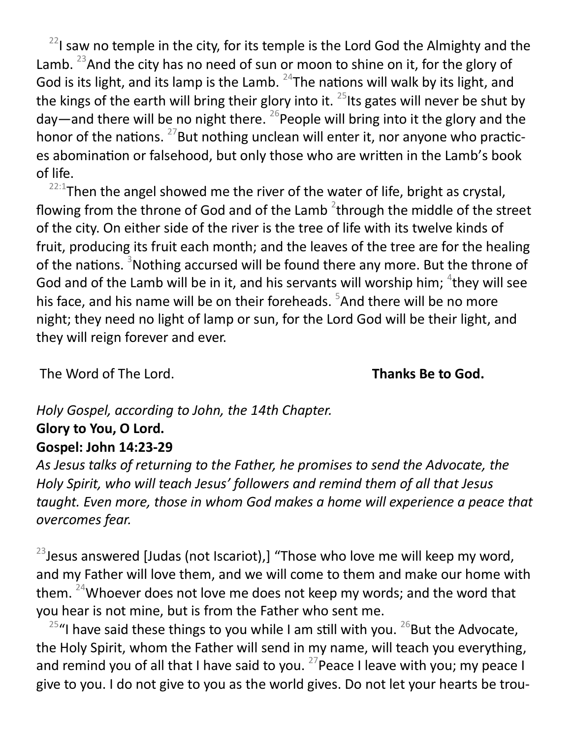[22]I saw no temple in the city, for its temple is the Lord God the Almighty and the Lamb. [23]And the city has no need of sun or moon to shine on it, for the glory of God is its light, and its lamp is the Lamb. [24]The nations will walk by its light, and the kings of the earth will bring their glory into it. [25]Its gates will never be shut by day—and there will be no night there. [26]People will bring into it the glory and the honor of the nations. [27]But nothing unclean will enter it, nor anyone who practices abomination or falsehood, but only those who are written in the Lamb's book of life.

[22:1]Then the angel showed me the river of the water of life, bright as crystal, flowing from the throne of God and of the Lamb [2]through the middle of the street of the city. On either side of the river is the tree of life with its twelve kinds of fruit, producing its fruit each month; and the leaves of the tree are for the healing of the nations. [3]Nothing accursed will be found there any more. But the throne of God and of the Lamb will be in it, and his servants will worship him; [4]they will see his face, and his name will be on their foreheads. [5]And there will be no more night; they need no light of lamp or sun, for the Lord God will be their light, and they will reign forever and ever.

The Word of The Lord. **Thanks Be to God.**

*Holy Gospel, according to John, the 14th Chapter.*
**Glory to You, O Lord.**
**Gospel: John 14:23-29**
*As Jesus talks of returning to the Father, he promises to send the Advocate, the Holy Spirit, who will teach Jesus' followers and remind them of all that Jesus taught. Even more, those in whom God makes a home will experience a peace that overcomes fear.*

[23]Jesus answered [Judas (not Iscariot),] "Those who love me will keep my word, and my Father will love them, and we will come to them and make our home with them. [24]Whoever does not love me does not keep my words; and the word that you hear is not mine, but is from the Father who sent me.

[25]"I have said these things to you while I am still with you. [26]But the Advocate, the Holy Spirit, whom the Father will send in my name, will teach you everything, and remind you of all that I have said to you. [27]Peace I leave with you; my peace I give to you. I do not give to you as the world gives. Do not let your hearts be trou-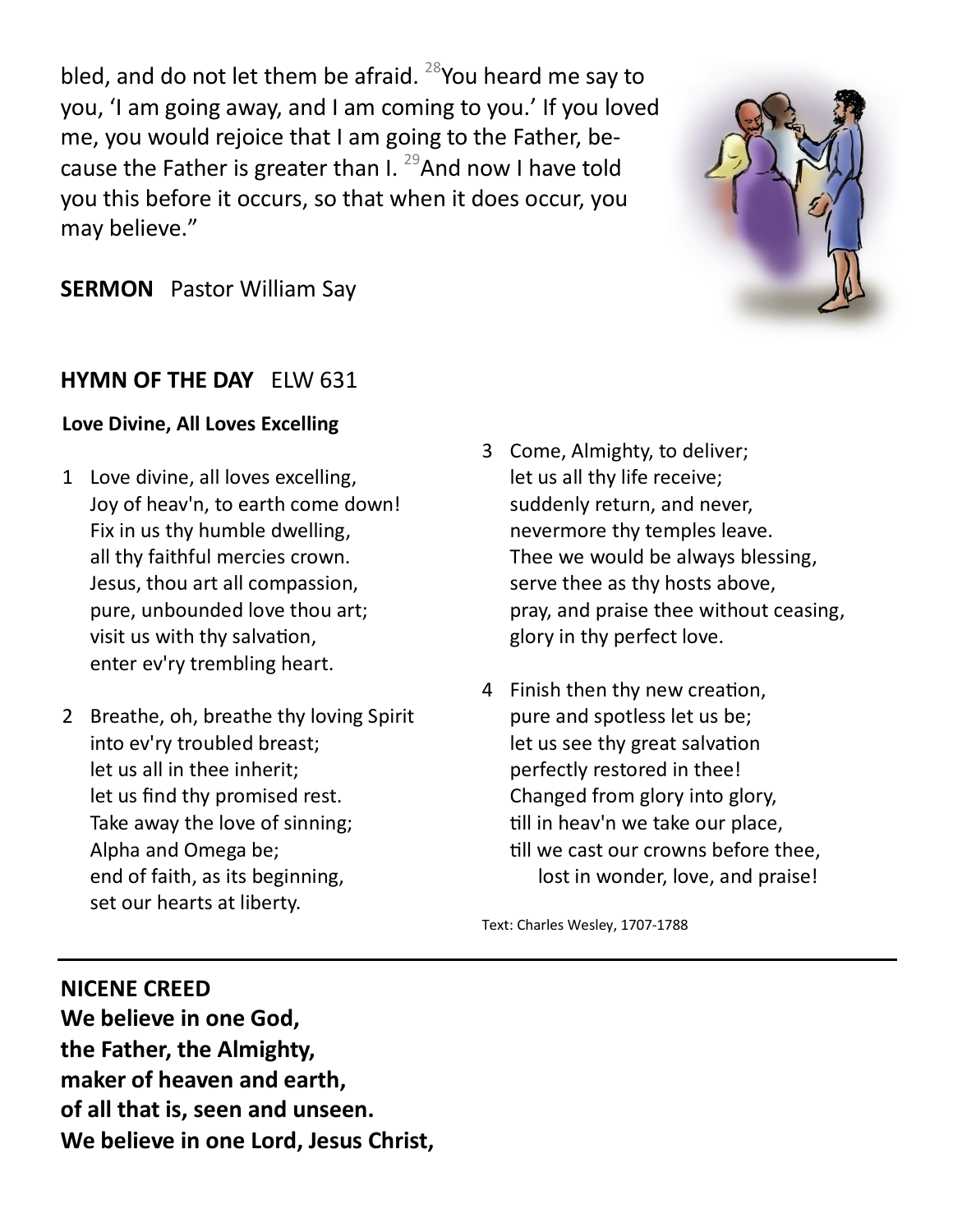bled, and do not let them be afraid. [28]You heard me say to you, 'I am going away, and I am coming to you.' If you loved me, you would rejoice that I am going to the Father, because the Father is greater than I. [29]And now I have told you this before it occurs, so that when it does occur, you may believe."

**SERMON** Pastor William Say

**HYMN OF THE DAY** ELW 631

**Love Divine, All Loves Excelling**

1 Love divine, all loves excelling,
Joy of heav'n, to earth come down!
Fix in us thy humble dwelling,
all thy faithful mercies crown.
Jesus, thou art all compassion,
pure, unbounded love thou art;
visit us with thy salvation,
enter ev'ry trembling heart.

2 Breathe, oh, breathe thy loving Spirit
into ev'ry troubled breast;
let us all in thee inherit;
let us find thy promised rest.
Take away the love of sinning;
Alpha and Omega be;
end of faith, as its beginning,
set our hearts at liberty.

3 Come, Almighty, to deliver;
let us all thy life receive;
suddenly return, and never,
nevermore thy temples leave.
Thee we would be always blessing,
serve thee as thy hosts above,
pray, and praise thee without ceasing,
glory in thy perfect love.

4 Finish then thy new creation,
pure and spotless let us be;
let us see thy great salvation
perfectly restored in thee!
Changed from glory into glory,
till in heav'n we take our place,
till we cast our crowns before thee,
lost in wonder, love, and praise!

Text: Charles Wesley, 1707-1788

---

**NICENE CREED**
**We believe in one God,**
**the Father, the Almighty,**
**maker of heaven and earth,**
**of all that is, seen and unseen.**
**We believe in one Lord, Jesus Christ,**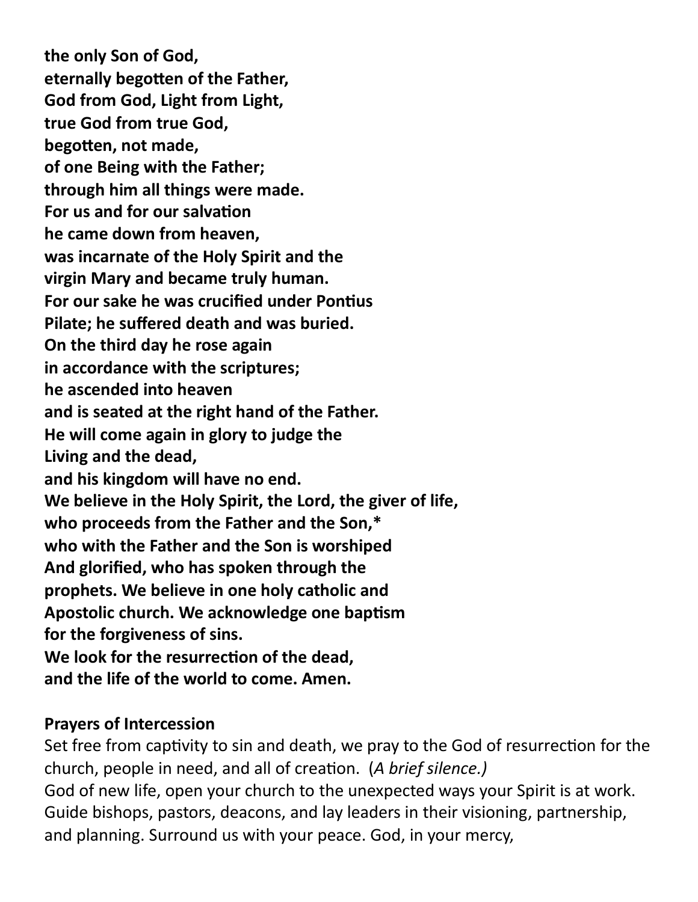**the only Son of God,**
**eternally begotten of the Father,**
**God from God, Light from Light,**
**true God from true God,**
**begotten, not made,**
**of one Being with the Father;**
**through him all things were made.**
**For us and for our salvation**
**he came down from heaven,**
**was incarnate of the Holy Spirit and the**
**virgin Mary and became truly human.**
**For our sake he was crucified under Pontius**
**Pilate; he suffered death and was buried.**
**On the third day he rose again**
**in accordance with the scriptures;**
**he ascended into heaven**
**and is seated at the right hand of the Father.**
**He will come again in glory to judge the**
**Living and the dead,**
**and his kingdom will have no end.**
**We believe in the Holy Spirit, the Lord, the giver of life,**
**who proceeds from the Father and the Son,***
**who with the Father and the Son is worshiped**
**And glorified, who has spoken through the**
**prophets. We believe in one holy catholic and**
**Apostolic church. We acknowledge one baptism**
**for the forgiveness of sins.**
**We look for the resurrection of the dead,**
**and the life of the world to come. Amen.**

**Prayers of Intercession**

Set free from captivity to sin and death, we pray to the God of resurrection for the church, people in need, and all of creation. (*A brief silence.)*

God of new life, open your church to the unexpected ways your Spirit is at work. Guide bishops, pastors, deacons, and lay leaders in their visioning, partnership, and planning. Surround us with your peace. God, in your mercy,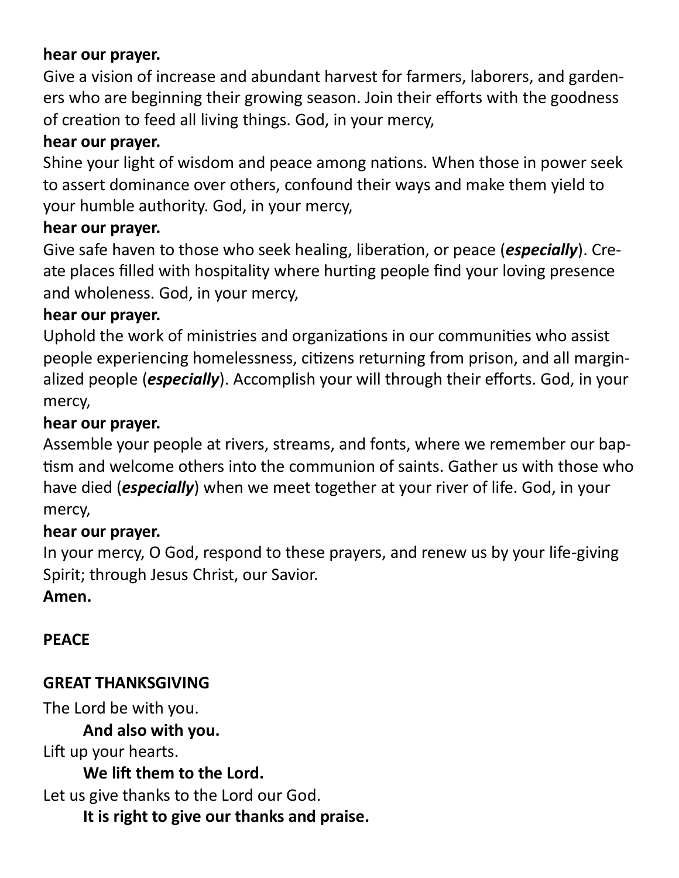**hear our prayer.**

Give a vision of increase and abundant harvest for farmers, laborers, and gardeners who are beginning their growing season. Join their efforts with the goodness of creation to feed all living things. God, in your mercy,

**hear our prayer.**

Shine your light of wisdom and peace among nations. When those in power seek to assert dominance over others, confound their ways and make them yield to your humble authority. God, in your mercy,

**hear our prayer.**

Give safe haven to those who seek healing, liberation, or peace (***especially***). Create places filled with hospitality where hurting people find your loving presence and wholeness. God, in your mercy,

**hear our prayer.**

Uphold the work of ministries and organizations in our communities who assist people experiencing homelessness, citizens returning from prison, and all marginalized people (***especially***). Accomplish your will through their efforts. God, in your mercy,

**hear our prayer.**

Assemble your people at rivers, streams, and fonts, where we remember our baptism and welcome others into the communion of saints. Gather us with those who have died (***especially***) when we meet together at your river of life. God, in your mercy,

**hear our prayer.**

In your mercy, O God, respond to these prayers, and renew us by your life-giving Spirit; through Jesus Christ, our Savior.

**Amen.**

**PEACE**

**GREAT THANKSGIVING**

The Lord be with you.

**And also with you.**

Lift up your hearts.

**We lift them to the Lord.**

Let us give thanks to the Lord our God.

**It is right to give our thanks and praise.**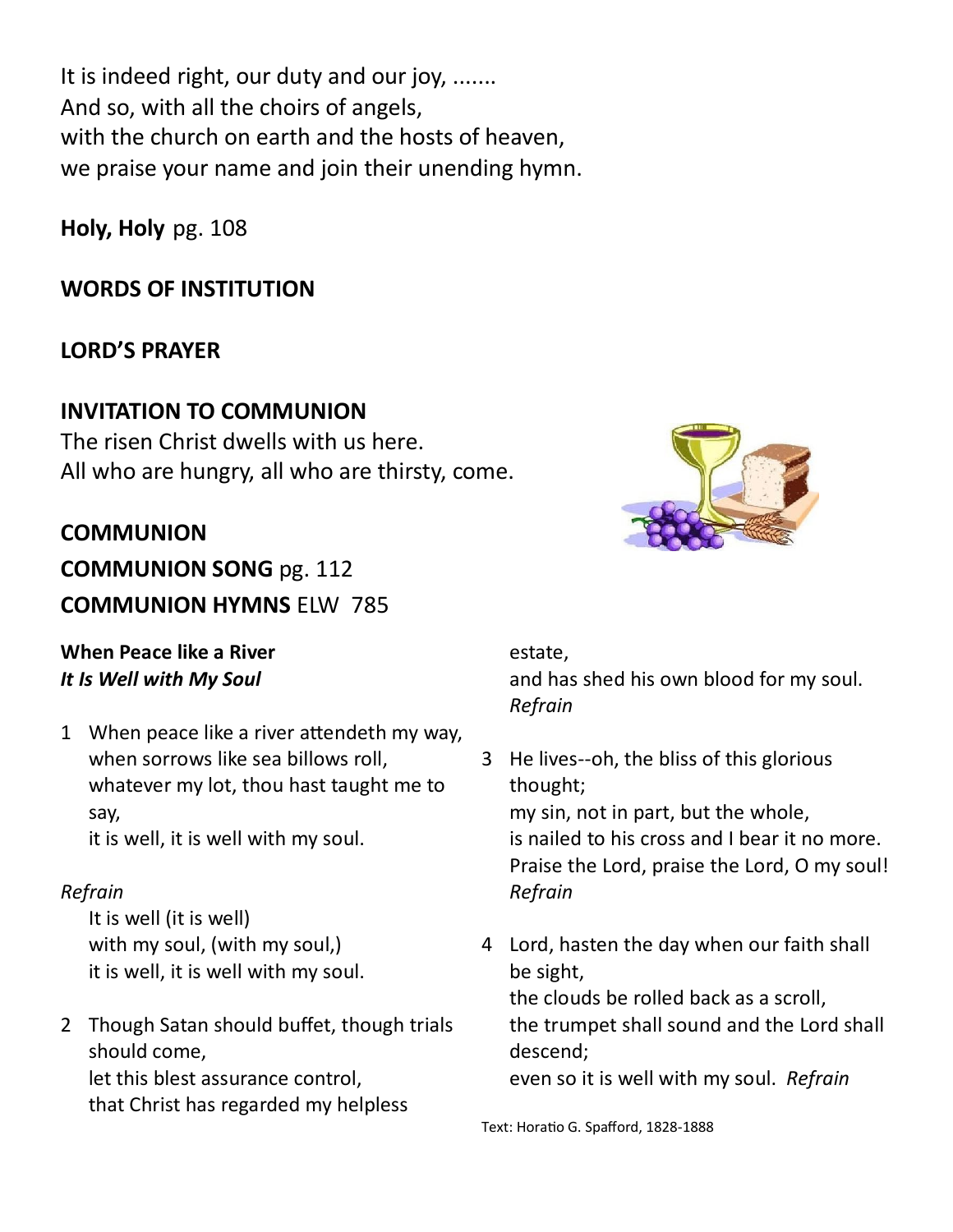It is indeed right, our duty and our joy, .......
And so, with all the choirs of angels,
with the church on earth and the hosts of heaven,
we praise your name and join their unending hymn.

**Holy, Holy** pg. 108

**WORDS OF INSTITUTION**

**LORD'S PRAYER**

**INVITATION TO COMMUNION**
The risen Christ dwells with us here.
All who are hungry, all who are thirsty, come.

**COMMUNION**
**COMMUNION SONG** pg. 112
**COMMUNION HYMNS** ELW 785

**When Peace like a River**
***It Is Well with My Soul***

1 When peace like a river attendeth my way,
when sorrows like sea billows roll,
whatever my lot, thou hast taught me to say,
it is well, it is well with my soul.

*Refrain*
It is well (it is well)
with my soul, (with my soul,)
it is well, it is well with my soul.

2 Though Satan should buffet, though trials should come,
let this blest assurance control,
that Christ has regarded my helpless estate,
and has shed his own blood for my soul.
*Refrain*

3 He lives--oh, the bliss of this glorious thought;
my sin, not in part, but the whole,
is nailed to his cross and I bear it no more.
Praise the Lord, praise the Lord, O my soul!
*Refrain*

4 Lord, hasten the day when our faith shall be sight,
the clouds be rolled back as a scroll,
the trumpet shall sound and the Lord shall descend;
even so it is well with my soul. *Refrain*

Text: Horatio G. Spafford, 1828-1888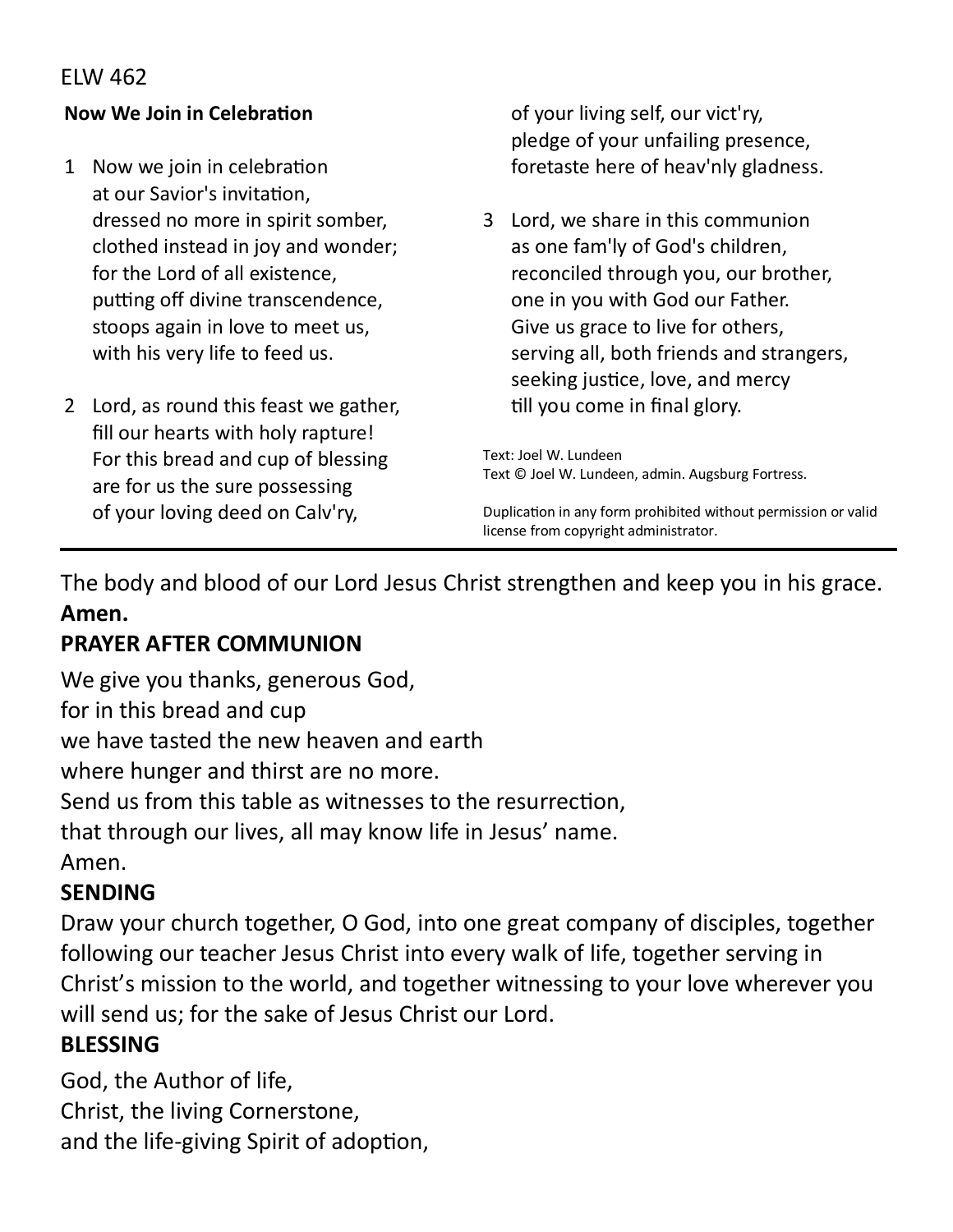ELW 462

**Now We Join in Celebration**

1 Now we join in celebration
at our Savior's invitation,
dressed no more in spirit somber,
clothed instead in joy and wonder;
for the Lord of all existence,
putting off divine transcendence,
stoops again in love to meet us,
with his very life to feed us.

2 Lord, as round this feast we gather,
fill our hearts with holy rapture!
For this bread and cup of blessing
are for us the sure possessing
of your loving deed on Calv'ry,
of your living self, our vict'ry,
pledge of your unfailing presence,
foretaste here of heav'nly gladness.

3 Lord, we share in this communion
as one fam'ly of God's children,
reconciled through you, our brother,
one in you with God our Father.
Give us grace to live for others,
serving all, both friends and strangers,
seeking justice, love, and mercy
till you come in final glory.

Text: Joel W. Lundeen
Text © Joel W. Lundeen, admin. Augsburg Fortress.

Duplication in any form prohibited without permission or valid license from copyright administrator.

---

The body and blood of our Lord Jesus Christ strengthen and keep you in his grace.
**Amen.**

## PRAYER AFTER COMMUNION

We give you thanks, generous God,
for in this bread and cup
we have tasted the new heaven and earth
where hunger and thirst are no more.
Send us from this table as witnesses to the resurrection,
that through our lives, all may know life in Jesus' name.
Amen.

## SENDING

Draw your church together, O God, into one great company of disciples, together following our teacher Jesus Christ into every walk of life, together serving in Christ's mission to the world, and together witnessing to your love wherever you will send us; for the sake of Jesus Christ our Lord.

## BLESSING

God, the Author of life,
Christ, the living Cornerstone,
and the life-giving Spirit of adoption,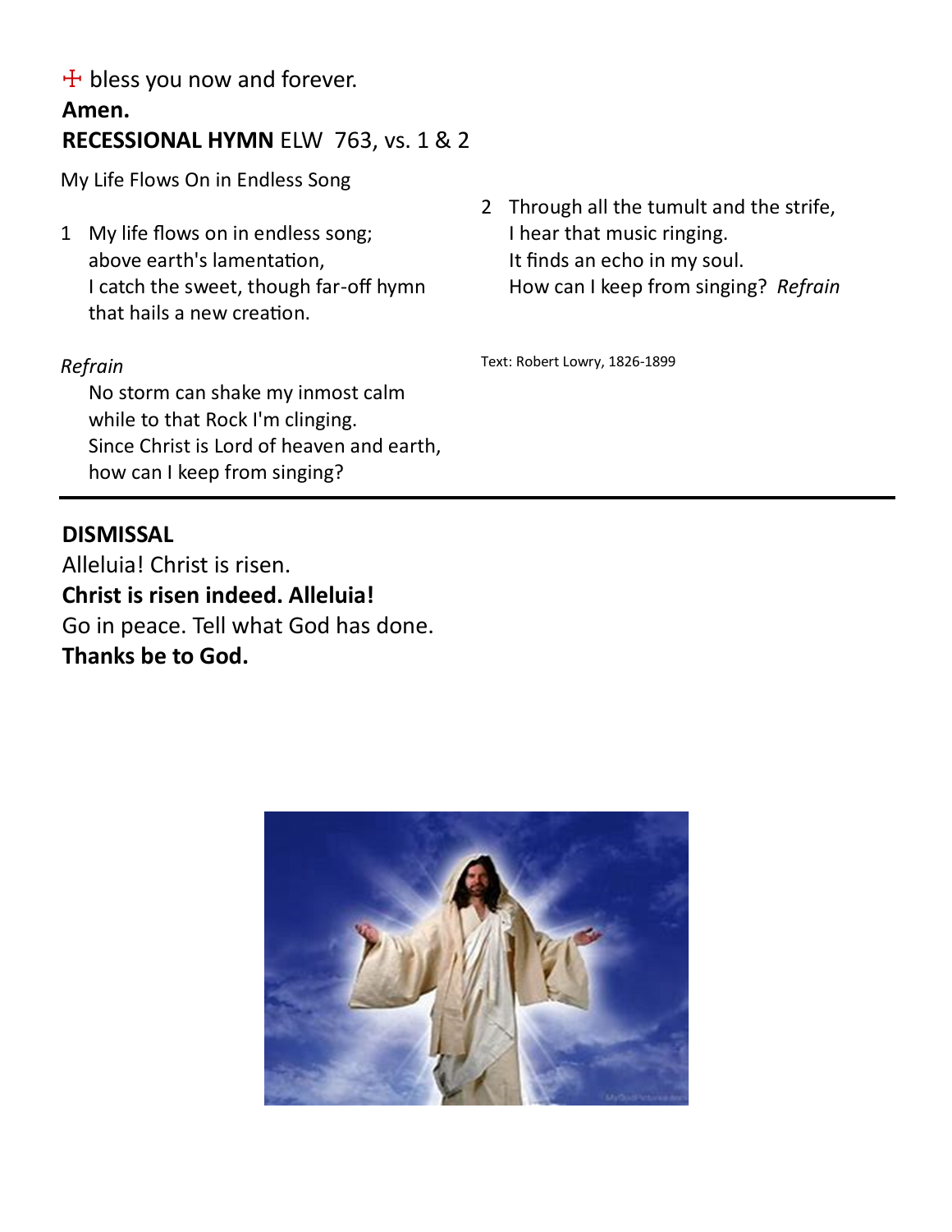☩ bless you now and forever.

**Amen.**

**RECESSIONAL HYMN** ELW 763, vs. 1 & 2

My Life Flows On in Endless Song

1 My life flows on in endless song;
above earth's lamentation,
I catch the sweet, though far-off hymn
that hails a new creation.

*Refrain*

No storm can shake my inmost calm
while to that Rock I'm clinging.
Since Christ is Lord of heaven and earth,
how can I keep from singing?

2 Through all the tumult and the strife,
I hear that music ringing.
It finds an echo in my soul.
How can I keep from singing? *Refrain*

Text: Robert Lowry, 1826-1899

---

**DISMISSAL**

Alleluia! Christ is risen.

**Christ is risen indeed. Alleluia!**

Go in peace. Tell what God has done.

**Thanks be to God.**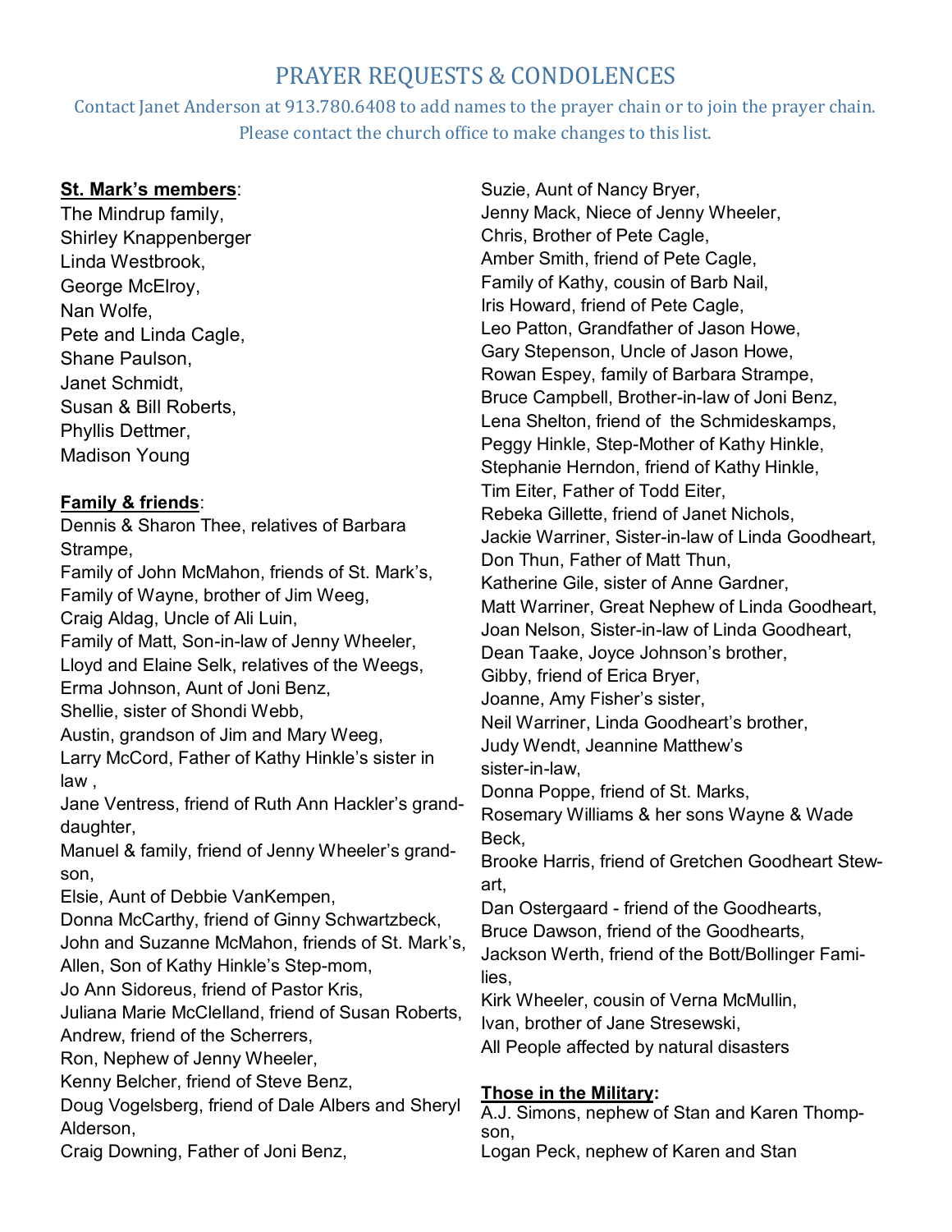# PRAYER REQUESTS & CONDOLENCES

Contact Janet Anderson at 913.780.6408 to add names to the prayer chain or to join the prayer chain. Please contact the church office to make changes to this list.

**St. Mark's members**:

The Mindrup family,
Shirley Knappenberger
Linda Westbrook,
George McElroy,
Nan Wolfe,
Pete and Linda Cagle,
Shane Paulson,
Janet Schmidt,
Susan & Bill Roberts,
Phyllis Dettmer,
Madison Young

**Family & friends**:

Dennis & Sharon Thee, relatives of Barbara Strampe,
Family of John McMahon, friends of St. Mark's,
Family of Wayne, brother of Jim Weeg,
Craig Aldag, Uncle of Ali Luin,
Family of Matt, Son-in-law of Jenny Wheeler,
Lloyd and Elaine Selk, relatives of the Weegs,
Erma Johnson, Aunt of Joni Benz,
Shellie, sister of Shondi Webb,
Austin, grandson of Jim and Mary Weeg,
Larry McCord, Father of Kathy Hinkle's sister in law ,
Jane Ventress, friend of Ruth Ann Hackler's granddaughter,
Manuel & family, friend of Jenny Wheeler's grandson,
Elsie, Aunt of Debbie VanKempen,
Donna McCarthy, friend of Ginny Schwartzbeck,
John and Suzanne McMahon, friends of St. Mark's,
Allen, Son of Kathy Hinkle's Step-mom,
Jo Ann Sidoreus, friend of Pastor Kris,
Juliana Marie McClelland, friend of Susan Roberts,
Andrew, friend of the Scherrers,
Ron, Nephew of Jenny Wheeler,
Kenny Belcher, friend of Steve Benz,
Doug Vogelsberg, friend of Dale Albers and Sheryl Alderson,
Craig Downing, Father of Joni Benz,
Suzie, Aunt of Nancy Bryer,
Jenny Mack, Niece of Jenny Wheeler,
Chris, Brother of Pete Cagle,
Amber Smith, friend of Pete Cagle,
Family of Kathy, cousin of Barb Nail,
Iris Howard, friend of Pete Cagle,
Leo Patton, Grandfather of Jason Howe,
Gary Stepenson, Uncle of Jason Howe,
Rowan Espey, family of Barbara Strampe,
Bruce Campbell, Brother-in-law of Joni Benz,
Lena Shelton, friend of the Schmideskamps,
Peggy Hinkle, Step-Mother of Kathy Hinkle,
Stephanie Herndon, friend of Kathy Hinkle,
Tim Eiter, Father of Todd Eiter,
Rebeka Gillette, friend of Janet Nichols,
Jackie Warriner, Sister-in-law of Linda Goodheart,
Don Thun, Father of Matt Thun,
Katherine Gile, sister of Anne Gardner,
Matt Warriner, Great Nephew of Linda Goodheart,
Joan Nelson, Sister-in-law of Linda Goodheart,
Dean Taake, Joyce Johnson's brother,
Gibby, friend of Erica Bryer,
Joanne, Amy Fisher's sister,
Neil Warriner, Linda Goodheart's brother,
Judy Wendt, Jeannine Matthew's sister-in-law,
Donna Poppe, friend of St. Marks,
Rosemary Williams & her sons Wayne & Wade Beck,
Brooke Harris, friend of Gretchen Goodheart Stewart,
Dan Ostergaard - friend of the Goodhearts,
Bruce Dawson, friend of the Goodhearts,
Jackson Werth, friend of the Bott/Bollinger Families,
Kirk Wheeler, cousin of Verna McMullin,
Ivan, brother of Jane Stresewski,
All People affected by natural disasters

**Those in the Military:**

A.J. Simons, nephew of Stan and Karen Thompson,
Logan Peck, nephew of Karen and Stan